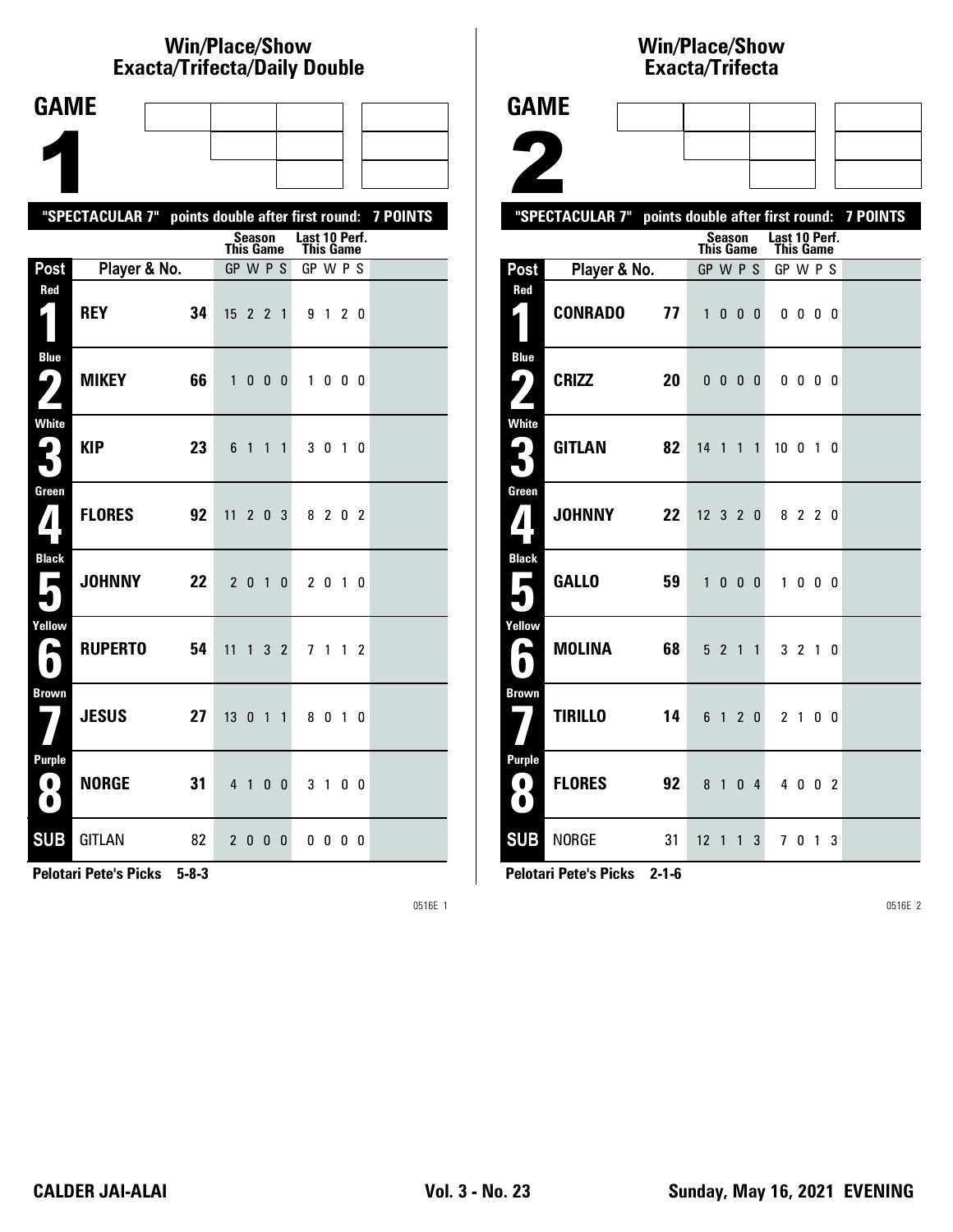## Win/Place/Show Exacta/Trifecta/Daily Double

# GAME 1

"SPECTACULAR 7" points double after first round: 7 POINTS

| Post | Player & No. | | Season This Game GP | W | P | S | Last 10 Perf. This Game GP | W | P | S |
|---|---|---|---|---|---|---|---|---|---|---|
| Red 1 | REY | 34 | 15 | 2 | 2 | 1 | 9 | 1 | 2 | 0 |
| Blue 2 | MIKEY | 66 | 1 | 0 | 0 | 0 | 1 | 0 | 0 | 0 |
| White 3 | KIP | 23 | 6 | 1 | 1 | 1 | 3 | 0 | 1 | 0 |
| Green 4 | FLORES | 92 | 11 | 2 | 0 | 3 | 8 | 2 | 0 | 2 |
| Black 5 | JOHNNY | 22 | 2 | 0 | 1 | 0 | 2 | 0 | 1 | 0 |
| Yellow 6 | RUPERTO | 54 | 11 | 1 | 3 | 2 | 7 | 1 | 1 | 2 |
| Brown 7 | JESUS | 27 | 13 | 0 | 1 | 1 | 8 | 0 | 1 | 0 |
| Purple 8 | NORGE | 31 | 4 | 1 | 0 | 0 | 3 | 1 | 0 | 0 |
| SUB | GITLAN | 82 | 2 | 0 | 0 | 0 | 0 | 0 | 0 | 0 |

**Pelotari Pete's Picks 5-8-3**

0516E 1

## Win/Place/Show Exacta/Trifecta

# GAME 2

"SPECTACULAR 7" points double after first round: 7 POINTS

| Post | Player & No. | | Season This Game GP | W | P | S | Last 10 Perf. This Game GP | W | P | S |
|---|---|---|---|---|---|---|---|---|---|---|
| Red 1 | CONRADO | 77 | 1 | 0 | 0 | 0 | 0 | 0 | 0 | 0 |
| Blue 2 | CRIZZ | 20 | 0 | 0 | 0 | 0 | 0 | 0 | 0 | 0 |
| White 3 | GITLAN | 82 | 14 | 1 | 1 | 1 | 10 | 0 | 1 | 0 |
| Green 4 | JOHNNY | 22 | 12 | 3 | 2 | 0 | 8 | 2 | 2 | 0 |
| Black 5 | GALLO | 59 | 1 | 0 | 0 | 0 | 1 | 0 | 0 | 0 |
| Yellow 6 | MOLINA | 68 | 5 | 2 | 1 | 1 | 3 | 2 | 1 | 0 |
| Brown 7 | TIRILLO | 14 | 6 | 1 | 2 | 0 | 2 | 1 | 0 | 0 |
| Purple 8 | FLORES | 92 | 8 | 1 | 0 | 4 | 4 | 0 | 0 | 2 |
| SUB | NORGE | 31 | 12 | 1 | 1 | 3 | 7 | 0 | 1 | 3 |

**Pelotari Pete's Picks 2-1-6**

0516E 2

CALDER JAI-ALAI Vol. 3 - No. 23 Sunday, May 16, 2021 EVENING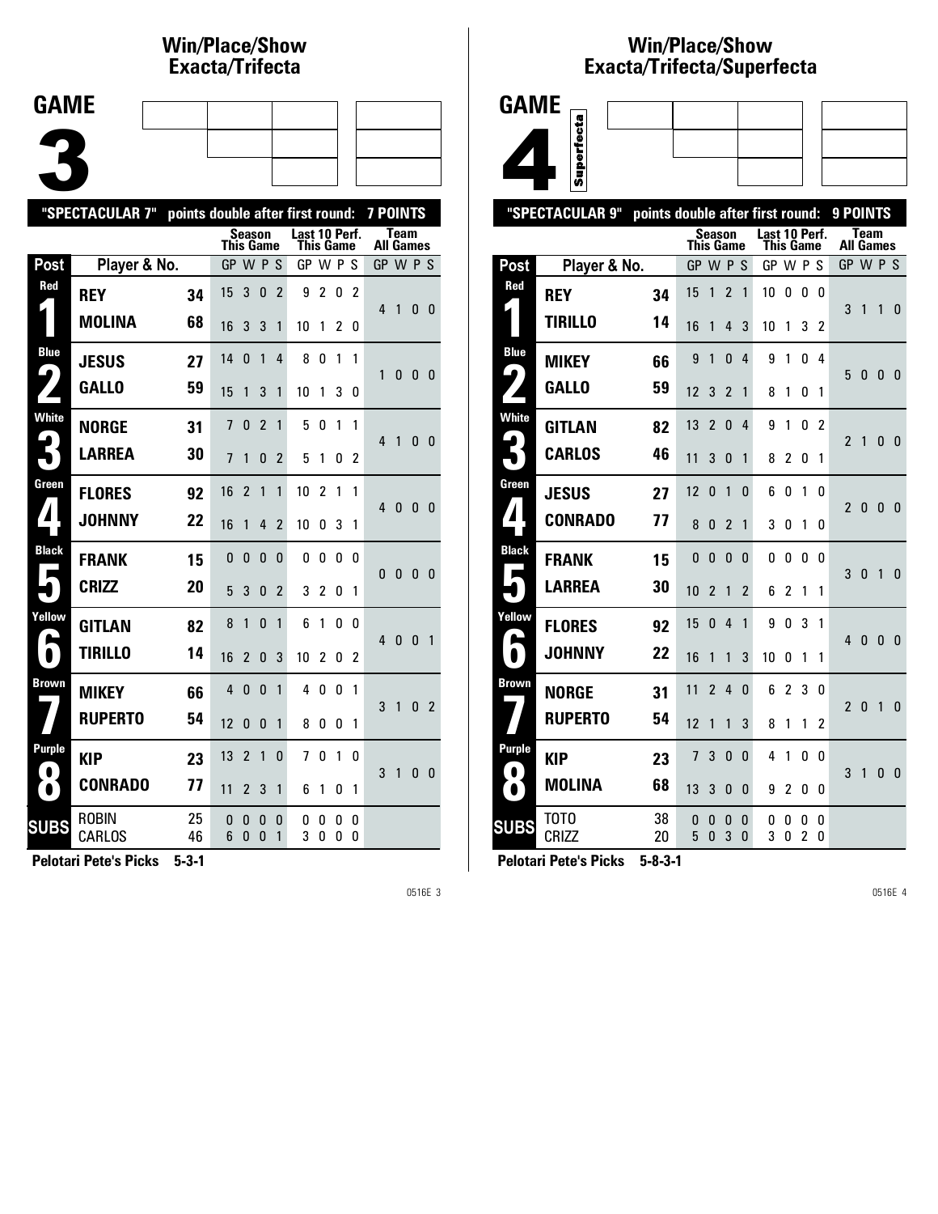# Win/Place/Show Exacta/Trifecta

## GAME 3

**"SPECTACULAR 7" points double after first round: 7 POINTS**

| Post | Player & No. | | Season This Game GP | W | P | S | Last 10 Perf. This Game GP | W | P | S | Team All Games GP | W | P | S |
|---|---|---|---|---|---|---|---|---|---|---|---|---|---|---|
| Red 1 | REY | 34 | 15 | 3 | 0 | 2 | 9 | 2 | 0 | 2 | 4 | 1 | 0 | 0 |
| | MOLINA | 68 | 16 | 3 | 3 | 1 | 10 | 1 | 2 | 0 | | | | |
| Blue 2 | JESUS | 27 | 14 | 0 | 1 | 4 | 8 | 0 | 1 | 1 | 1 | 0 | 0 | 0 |
| | GALLO | 59 | 15 | 1 | 3 | 1 | 10 | 1 | 3 | 0 | | | | |
| White 3 | NORGE | 31 | 7 | 0 | 2 | 1 | 5 | 0 | 1 | 1 | 4 | 1 | 0 | 0 |
| | LARREA | 30 | 7 | 1 | 0 | 2 | 5 | 1 | 0 | 2 | | | | |
| Green 4 | FLORES | 92 | 16 | 2 | 1 | 1 | 10 | 2 | 1 | 1 | 4 | 0 | 0 | 0 |
| | JOHNNY | 22 | 16 | 1 | 4 | 2 | 10 | 0 | 3 | 1 | | | | |
| Black 5 | FRANK | 15 | 0 | 0 | 0 | 0 | 0 | 0 | 0 | 0 | 0 | 0 | 0 | 0 |
| | CRIZZ | 20 | 5 | 3 | 0 | 2 | 3 | 2 | 0 | 1 | | | | |
| Yellow 6 | GITLAN | 82 | 8 | 1 | 0 | 1 | 6 | 1 | 0 | 0 | 4 | 0 | 0 | 1 |
| | TIRILLO | 14 | 16 | 2 | 0 | 3 | 10 | 2 | 0 | 2 | | | | |
| Brown 7 | MIKEY | 66 | 4 | 0 | 0 | 1 | 4 | 0 | 0 | 1 | 3 | 1 | 0 | 2 |
| | RUPERTO | 54 | 12 | 0 | 0 | 1 | 8 | 0 | 0 | 1 | | | | |
| Purple 8 | KIP | 23 | 13 | 2 | 1 | 0 | 7 | 0 | 1 | 0 | 3 | 1 | 0 | 0 |
| | CONRADO | 77 | 11 | 2 | 3 | 1 | 6 | 1 | 0 | 1 | | | | |
| SUBS | ROBIN | 25 | 0 | 0 | 0 | 0 | 0 | 0 | 0 | 0 | | | | |
| | CARLOS | 46 | 6 | 0 | 0 | 1 | 3 | 0 | 0 | 0 | | | | |

**Pelotari Pete's Picks 5-3-1**

# Win/Place/Show Exacta/Trifecta/Superfecta

## GAME 4 (Superfecta)

**"SPECTACULAR 9" points double after first round: 9 POINTS**

| Post | Player & No. | | Season This Game GP | W | P | S | Last 10 Perf. This Game GP | W | P | S | Team All Games GP | W | P | S |
|---|---|---|---|---|---|---|---|---|---|---|---|---|---|---|
| Red 1 | REY | 34 | 15 | 1 | 2 | 1 | 10 | 0 | 0 | 0 | 3 | 1 | 1 | 0 |
| | TIRILLO | 14 | 16 | 1 | 4 | 3 | 10 | 1 | 3 | 2 | | | | |
| Blue 2 | MIKEY | 66 | 9 | 1 | 0 | 4 | 9 | 1 | 0 | 4 | 5 | 0 | 0 | 0 |
| | GALLO | 59 | 12 | 3 | 2 | 1 | 8 | 1 | 0 | 1 | | | | |
| White 3 | GITLAN | 82 | 13 | 2 | 0 | 4 | 9 | 1 | 0 | 2 | 2 | 1 | 0 | 0 |
| | CARLOS | 46 | 11 | 3 | 0 | 1 | 8 | 2 | 0 | 1 | | | | |
| Green 4 | JESUS | 27 | 12 | 0 | 1 | 0 | 6 | 0 | 1 | 0 | 2 | 0 | 0 | 0 |
| | CONRADO | 77 | 8 | 0 | 2 | 1 | 3 | 0 | 1 | 0 | | | | |
| Black 5 | FRANK | 15 | 0 | 0 | 0 | 0 | 0 | 0 | 0 | 0 | 3 | 0 | 1 | 0 |
| | LARREA | 30 | 10 | 2 | 1 | 2 | 6 | 2 | 1 | 1 | | | | |
| Yellow 6 | FLORES | 92 | 15 | 0 | 4 | 1 | 9 | 0 | 3 | 1 | 4 | 0 | 0 | 0 |
| | JOHNNY | 22 | 16 | 1 | 1 | 3 | 10 | 0 | 1 | 1 | | | | |
| Brown 7 | NORGE | 31 | 11 | 2 | 4 | 0 | 6 | 2 | 3 | 0 | 2 | 0 | 1 | 0 |
| | RUPERTO | 54 | 12 | 1 | 1 | 3 | 8 | 1 | 1 | 2 | | | | |
| Purple 8 | KIP | 23 | 7 | 3 | 0 | 0 | 4 | 1 | 0 | 0 | 3 | 1 | 0 | 0 |
| | MOLINA | 68 | 13 | 3 | 0 | 0 | 9 | 2 | 0 | 0 | | | | |
| SUBS | TOTO | 38 | 0 | 0 | 0 | 0 | 0 | 0 | 0 | 0 | | | | |
| | CRIZZ | 20 | 5 | 0 | 3 | 0 | 3 | 0 | 2 | 0 | | | | |

**Pelotari Pete's Picks 5-8-3-1**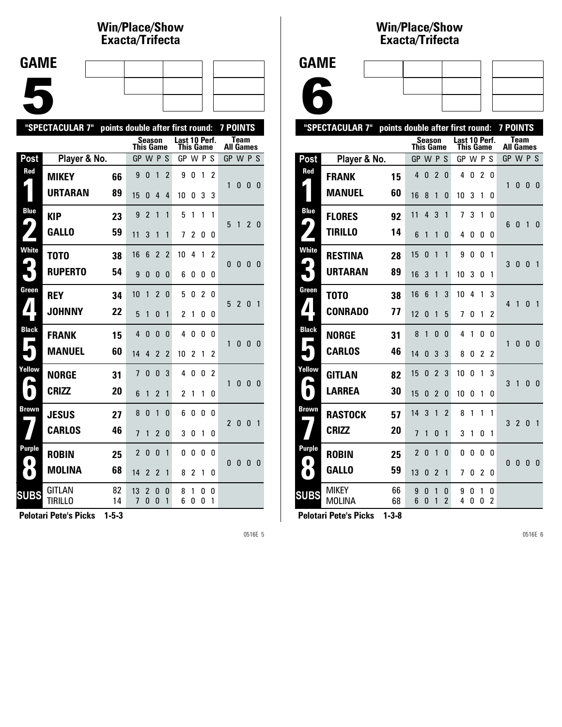# Win/Place/Show Exacta/Trifecta

## GAME 5

"SPECTACULAR 7" points double after first round: 7 POINTS

| Post | Player & No. | | Season This Game GP | W | P | S | Last 10 Perf. This Game GP | W | P | S | Team All Games GP | W | P | S |
|---|---|---|---|---|---|---|---|---|---|---|---|---|---|---|
| Red 1 | MIKEY | 66 | 9 | 0 | 1 | 2 | 9 | 0 | 1 | 2 | 1 | 0 | 0 | 0 |
| | URTARAN | 89 | 15 | 0 | 4 | 4 | 10 | 0 | 3 | 3 | | | | |
| Blue 2 | KIP | 23 | 9 | 2 | 1 | 1 | 5 | 1 | 1 | 1 | 5 | 1 | 2 | 0 |
| | GALLO | 59 | 11 | 3 | 1 | 1 | 7 | 2 | 0 | 0 | | | | |
| White 3 | TOTO | 38 | 16 | 6 | 2 | 2 | 10 | 4 | 1 | 2 | 0 | 0 | 0 | 0 |
| | RUPERTO | 54 | 9 | 0 | 0 | 0 | 6 | 0 | 0 | 0 | | | | |
| Green 4 | REY | 34 | 10 | 1 | 2 | 0 | 5 | 0 | 2 | 0 | 5 | 2 | 0 | 1 |
| | JOHNNY | 22 | 5 | 1 | 0 | 1 | 2 | 1 | 0 | 0 | | | | |
| Black 5 | FRANK | 15 | 4 | 0 | 0 | 0 | 4 | 0 | 0 | 0 | 1 | 0 | 0 | 0 |
| | MANUEL | 60 | 14 | 4 | 2 | 2 | 10 | 2 | 1 | 2 | | | | |
| Yellow 6 | NORGE | 31 | 7 | 0 | 0 | 3 | 4 | 0 | 0 | 2 | 1 | 0 | 0 | 0 |
| | CRIZZ | 20 | 6 | 1 | 2 | 1 | 2 | 1 | 1 | 0 | | | | |
| Brown 7 | JESUS | 27 | 8 | 0 | 1 | 0 | 6 | 0 | 0 | 0 | 2 | 0 | 0 | 1 |
| | CARLOS | 46 | 7 | 1 | 2 | 0 | 3 | 0 | 1 | 0 | | | | |
| Purple 8 | ROBIN | 25 | 2 | 0 | 0 | 1 | 0 | 0 | 0 | 0 | 0 | 0 | 0 | 0 |
| | MOLINA | 68 | 14 | 2 | 2 | 1 | 8 | 2 | 1 | 0 | | | | |
| SUBS | GITLAN | 82 | 13 | 2 | 0 | 0 | 8 | 1 | 0 | 0 | | | | |
| | TIRILLO | 14 | 7 | 0 | 0 | 1 | 6 | 0 | 0 | 1 | | | | |

**Pelotari Pete's Picks 1-5-3**

# Win/Place/Show Exacta/Trifecta

## GAME 6

"SPECTACULAR 7" points double after first round: 7 POINTS

| Post | Player & No. | | Season This Game GP | W | P | S | Last 10 Perf. This Game GP | W | P | S | Team All Games GP | W | P | S |
|---|---|---|---|---|---|---|---|---|---|---|---|---|---|---|
| Red 1 | FRANK | 15 | 4 | 0 | 2 | 0 | 4 | 0 | 2 | 0 | 1 | 0 | 0 | 0 |
| | MANUEL | 60 | 16 | 8 | 1 | 0 | 10 | 3 | 1 | 0 | | | | |
| Blue 2 | FLORES | 92 | 11 | 4 | 3 | 1 | 7 | 3 | 1 | 0 | 6 | 0 | 1 | 0 |
| | TIRILLO | 14 | 6 | 1 | 1 | 0 | 4 | 0 | 0 | 0 | | | | |
| White 3 | RESTINA | 28 | 15 | 0 | 1 | 1 | 9 | 0 | 0 | 1 | 3 | 0 | 0 | 1 |
| | URTARAN | 89 | 16 | 3 | 1 | 1 | 10 | 3 | 0 | 1 | | | | |
| Green 4 | TOTO | 38 | 16 | 6 | 1 | 3 | 10 | 4 | 1 | 3 | 4 | 1 | 0 | 1 |
| | CONRADO | 77 | 12 | 0 | 1 | 5 | 7 | 0 | 1 | 2 | | | | |
| Black 5 | NORGE | 31 | 8 | 1 | 0 | 0 | 4 | 1 | 0 | 0 | 1 | 0 | 0 | 0 |
| | CARLOS | 46 | 14 | 0 | 3 | 3 | 8 | 0 | 2 | 2 | | | | |
| Yellow 6 | GITLAN | 82 | 15 | 0 | 2 | 3 | 10 | 0 | 1 | 3 | 3 | 1 | 0 | 0 |
| | LARREA | 30 | 15 | 0 | 2 | 0 | 10 | 0 | 1 | 0 | | | | |
| Brown 7 | RASTOCK | 57 | 14 | 3 | 1 | 2 | 8 | 1 | 1 | 1 | 3 | 2 | 0 | 1 |
| | CRIZZ | 20 | 7 | 1 | 0 | 1 | 3 | 1 | 0 | 1 | | | | |
| Purple 8 | ROBIN | 25 | 2 | 0 | 1 | 0 | 0 | 0 | 0 | 0 | 0 | 0 | 0 | 0 |
| | GALLO | 59 | 13 | 0 | 2 | 1 | 7 | 0 | 2 | 0 | | | | |
| SUBS | MIKEY | 66 | 9 | 0 | 1 | 0 | 9 | 0 | 1 | 0 | | | | |
| | MOLINA | 68 | 6 | 0 | 1 | 2 | 4 | 0 | 0 | 2 | | | | |

**Pelotari Pete's Picks 1-3-8**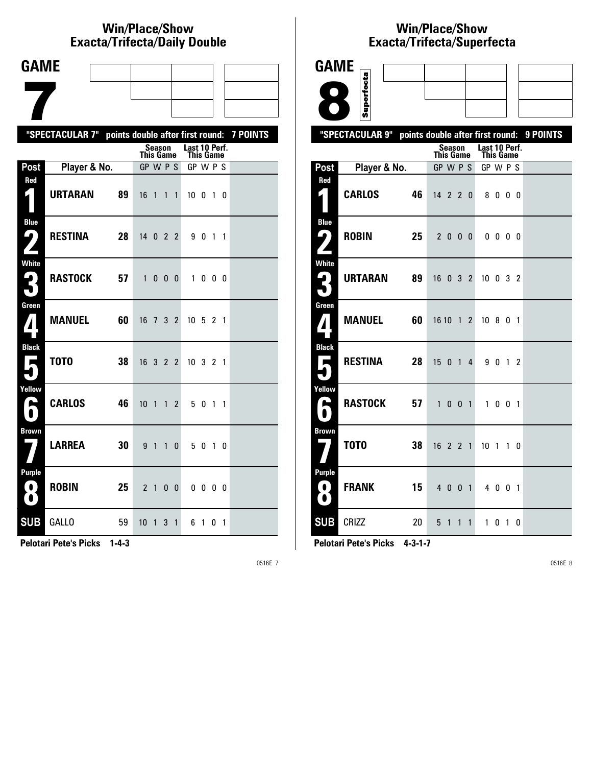# Win/Place/Show
# Exacta/Trifecta/Daily Double

## GAME 7

**"SPECTACULAR 7" points double after first round: 7 POINTS**

| Post | Player & No. | | Season This Game GP W P S | Last 10 Perf. This Game GP W P S |
|---|---|---|---|---|
| Red 1 | URTARAN | 89 | 16 1 1 1 | 10 0 1 0 |
| Blue 2 | RESTINA | 28 | 14 0 2 2 | 9 0 1 1 |
| White 3 | RASTOCK | 57 | 1 0 0 0 | 1 0 0 0 |
| Green 4 | MANUEL | 60 | 16 7 3 2 | 10 5 2 1 |
| Black 5 | TOTO | 38 | 16 3 2 2 | 10 3 2 1 |
| Yellow 6 | CARLOS | 46 | 10 1 1 2 | 5 0 1 1 |
| Brown 7 | LARREA | 30 | 9 1 1 0 | 5 0 1 0 |
| Purple 8 | ROBIN | 25 | 2 1 0 0 | 0 0 0 0 |
| SUB | GALLO | 59 | 10 1 3 1 | 6 1 0 1 |

**Pelotari Pete's Picks 1-4-3**

# Win/Place/Show
# Exacta/Trifecta/Superfecta

## GAME 8

Superfecta

**"SPECTACULAR 9" points double after first round: 9 POINTS**

| Post | Player & No. | | Season This Game GP W P S | Last 10 Perf. This Game GP W P S |
|---|---|---|---|---|
| Red 1 | CARLOS | 46 | 14 2 2 0 | 8 0 0 0 |
| Blue 2 | ROBIN | 25 | 2 0 0 0 | 0 0 0 0 |
| White 3 | URTARAN | 89 | 16 0 3 2 | 10 0 3 2 |
| Green 4 | MANUEL | 60 | 16 10 1 2 | 10 8 0 1 |
| Black 5 | RESTINA | 28 | 15 0 1 4 | 9 0 1 2 |
| Yellow 6 | RASTOCK | 57 | 1 0 0 1 | 1 0 0 1 |
| Brown 7 | TOTO | 38 | 16 2 2 1 | 10 1 1 0 |
| Purple 8 | FRANK | 15 | 4 0 0 1 | 4 0 0 1 |
| SUB | CRIZZ | 20 | 5 1 1 1 | 1 0 1 0 |

**Pelotari Pete's Picks 4-3-1-7**